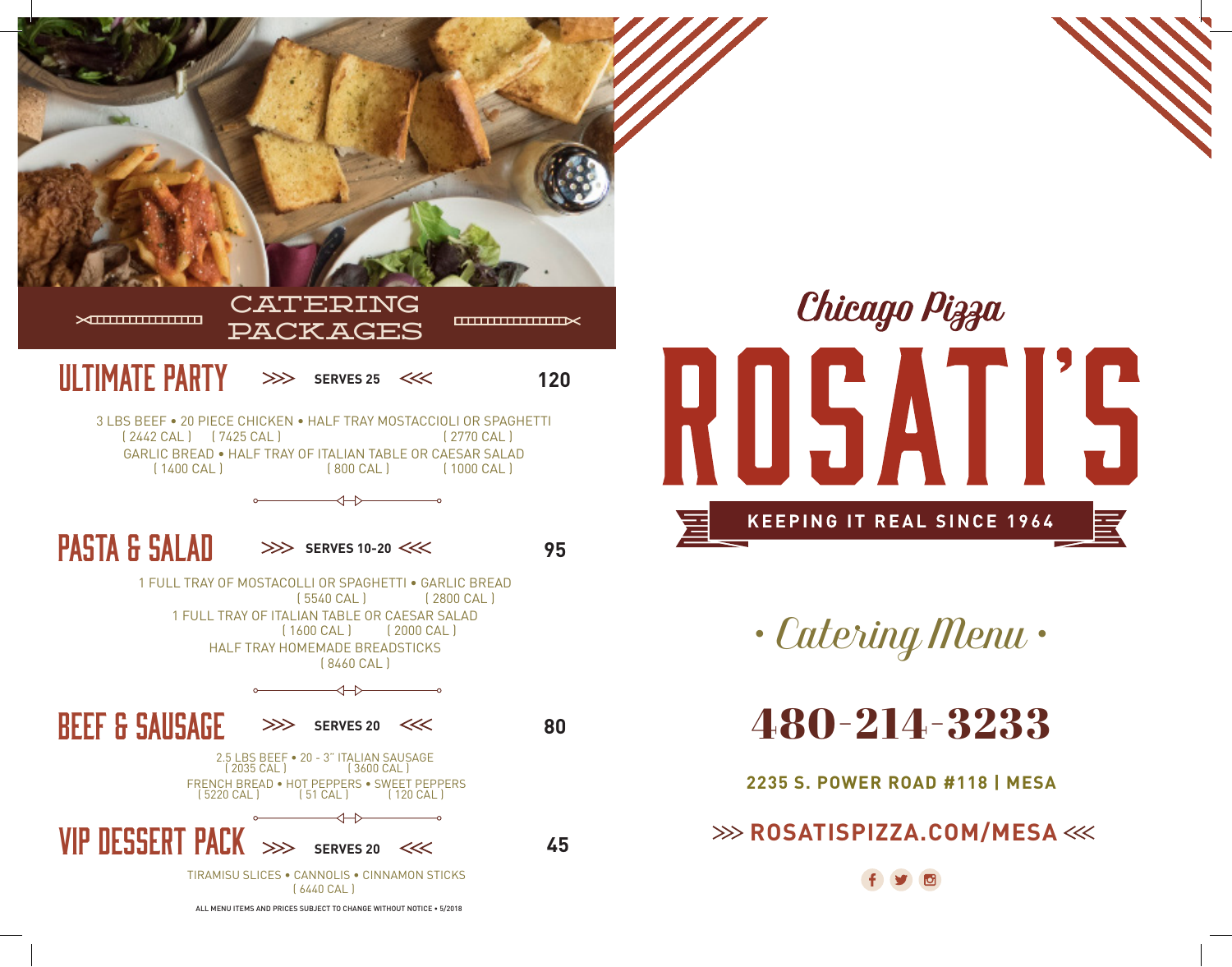## CATERING PACKAGES

### ULTIMATE PARTY >>> SERVES 25 <<< 120

3 LBS BEEF • 20 PIECE CHICKEN • HALF TRAY MOSTACCIOLI OR SPAGHETTI
( 2442 CAL ) ( 7425 CAL ) ( 2770 CAL )
GARLIC BREAD • HALF TRAY OF ITALIAN TABLE OR CAESAR SALAD
( 1400 CAL ) ( 800 CAL ) ( 1000 CAL )

### PASTA & SALAD >>> SERVES 10-20 <<< 95

1 FULL TRAY OF MOSTACOLLI OR SPAGHETTI • GARLIC BREAD
( 5540 CAL ) ( 2800 CAL )
1 FULL TRAY OF ITALIAN TABLE OR CAESAR SALAD
( 1600 CAL ) ( 2000 CAL )
HALF TRAY HOMEMADE BREADSTICKS
( 8460 CAL )

### BEEF & SAUSAGE >>> SERVES 20 <<< 80

2.5 LBS BEEF • 20 - 3" ITALIAN SAUSAGE
( 2035 CAL ) ( 3600 CAL )
FRENCH BREAD • HOT PEPPERS • SWEET PEPPERS
( 5220 CAL ) ( 51 CAL ) ( 120 CAL )

### VIP DESSERT PACK >>> SERVES 20 <<< 45

TIRAMISU SLICES • CANNOLIS • CINNAMON STICKS
( 6440 CAL )

ALL MENU ITEMS AND PRICES SUBJECT TO CHANGE WITHOUT NOTICE • 5/2018

*Chicago Pizza*

# ROSATI'S

**KEEPING IT REAL SINCE 1964**

*• Catering Menu •*

## 480-214-3233

**2235 S. POWER ROAD #118 | MESA**

**>>> ROSATISPIZZA.COM/MESA <<<**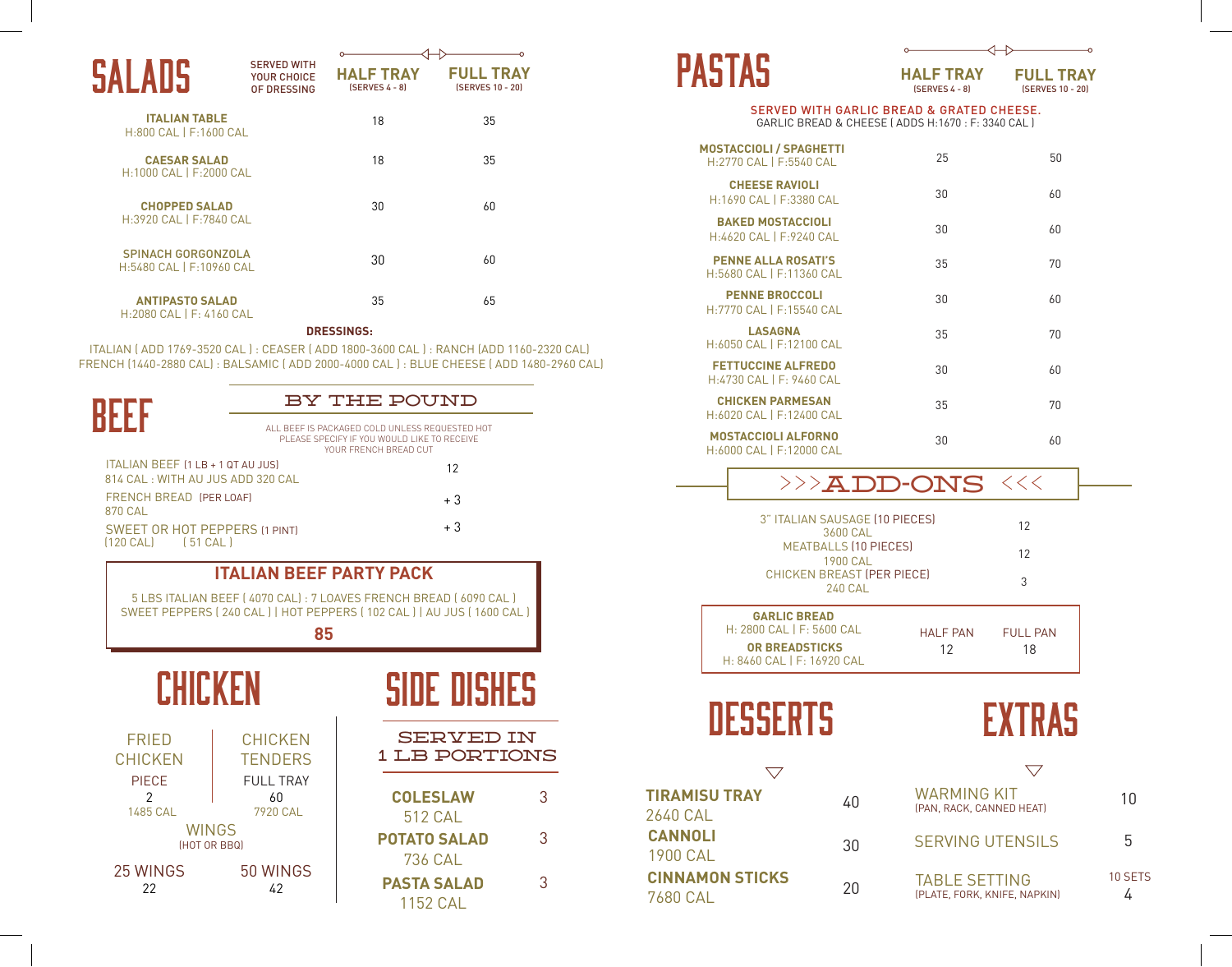# SALADS

SERVED WITH YOUR CHOICE OF DRESSING

| | HALF TRAY (SERVES 4 - 8) | FULL TRAY (SERVES 10 - 20) |
|---|---|---|
| **ITALIAN TABLE** H:800 CAL \| F:1600 CAL | 18 | 35 |
| **CAESAR SALAD** H:1000 CAL \| F:2000 CAL | 18 | 35 |
| **CHOPPED SALAD** H:3920 CAL \| F:7840 CAL | 30 | 60 |
| **SPINACH GORGONZOLA** H:5480 CAL \| F:10960 CAL | 30 | 60 |
| **ANTIPASTO SALAD** H:2080 CAL \| F: 4160 CAL | 35 | 65 |

**DRESSINGS:**

ITALIAN ( ADD 1769-3520 CAL ) : CEASER ( ADD 1800-3600 CAL ) : RANCH (ADD 1160-2320 CAL) FRENCH (1440-2880 CAL) : BALSAMIC ( ADD 2000-4000 CAL ) : BLUE CHEESE ( ADD 1480-2960 CAL)

# BEEF

## BY THE POUND

ALL BEEF IS PACKAGED COLD UNLESS REQUESTED HOT
PLEASE SPECIFY IF YOU WOULD LIKE TO RECEIVE YOUR FRENCH BREAD CUT

| | |
|---|---|
| ITALIAN BEEF (1 LB + 1 QT AU JUS) 814 CAL : WITH AU JUS ADD 320 CAL | 12 |
| FRENCH BREAD (PER LOAF) 870 CAL | + 3 |
| SWEET OR HOT PEPPERS (1 PINT) (120 CAL) ( 51 CAL ) | + 3 |

## ITALIAN BEEF PARTY PACK

5 LBS ITALIAN BEEF ( 4070 CAL) : 7 LOAVES FRENCH BREAD ( 6090 CAL ) SWEET PEPPERS ( 240 CAL ) | HOT PEPPERS ( 102 CAL ) | AU JUS ( 1600 CAL )

**85**

# CHICKEN

| FRIED CHICKEN | CHICKEN TENDERS |
|---|---|
| PIECE | FULL TRAY |
| 2 | 60 |
| 1485 CAL | 7920 CAL |

WINGS (HOT OR BBQ)

| 25 WINGS | 50 WINGS |
|---|---|
| 22 | 42 |

# SIDE DISHES

## SERVED IN 1 LB PORTIONS

| | |
|---|---|
| **COLESLAW** 512 CAL | 3 |
| **POTATO SALAD** 736 CAL | 3 |
| **PASTA SALAD** 1152 CAL | 3 |

# PASTAS

SERVED WITH GARLIC BREAD & GRATED CHEESE.
GARLIC BREAD & CHEESE ( ADDS H:1670 : F: 3340 CAL )

| | HALF TRAY (SERVES 4 - 8) | FULL TRAY (SERVES 10 - 20) |
|---|---|---|
| **MOSTACCIOLI / SPAGHETTI** H:2770 CAL \| F:5540 CAL | 25 | 50 |
| **CHEESE RAVIOLI** H:1690 CAL \| F:3380 CAL | 30 | 60 |
| **BAKED MOSTACCIOLI** H:4620 CAL \| F:9240 CAL | 30 | 60 |
| **PENNE ALLA ROSATI'S** H:5680 CAL \| F:11360 CAL | 35 | 70 |
| **PENNE BROCCOLI** H:7770 CAL \| F:15540 CAL | 30 | 60 |
| **LASAGNA** H:6050 CAL \| F:12100 CAL | 35 | 70 |
| **FETTUCCINE ALFREDO** H:4730 CAL \| F: 9460 CAL | 30 | 60 |
| **CHICKEN PARMESAN** H:6020 CAL \| F:12400 CAL | 35 | 70 |
| **MOSTACCIOLI ALFORNO** H:6000 CAL \| F:12000 CAL | 30 | 60 |

## >>>ADD-ONS <<<

| | |
|---|---|
| 3" ITALIAN SAUSAGE (10 PIECES) 3600 CAL | 12 |
| MEATBALLS (10 PIECES) 1900 CAL | 12 |
| CHICKEN BREAST (PER PIECE) 240 CAL | 3 |

| | HALF PAN | FULL PAN |
|---|---|---|
| **GARLIC BREAD** H: 2800 CAL \| F: 5600 CAL **OR BREADSTICKS** H: 8460 CAL \| F: 16920 CAL | 12 | 18 |

# DESSERTS

| | |
|---|---|
| **TIRAMISU TRAY** 2640 CAL | 40 |
| **CANNOLI** 1900 CAL | 30 |
| **CINNAMON STICKS** 7680 CAL | 20 |

# EXTRAS

| | |
|---|---|
| WARMING KIT (PAN, RACK, CANNED HEAT) | 10 |
| SERVING UTENSILS | 5 |
| TABLE SETTING (PLATE, FORK, KNIFE, NAPKIN) | 10 SETS 4 |